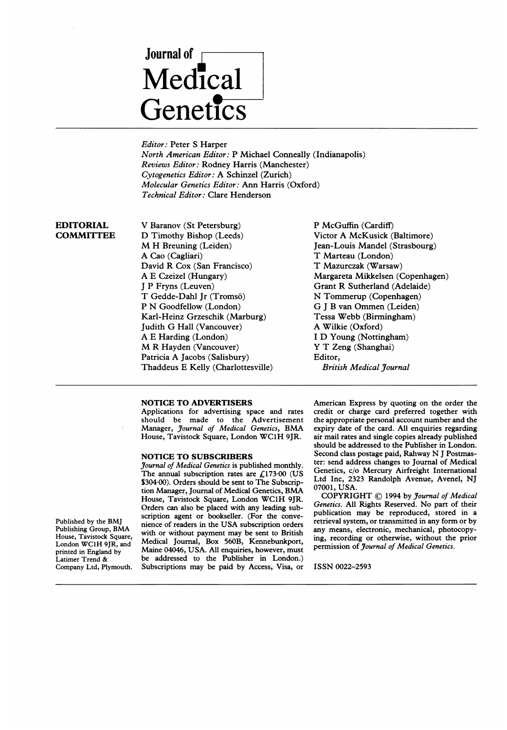# Journal of Medical Genetics

*Editor:* Peter S Harper
*North American Editor:* P Michael Conneally (Indianapolis)
*Reviews Editor:* Rodney Harris (Manchester)
*Cytogenetics Editor:* A Schinzel (Zurich)
*Molecular Genetics Editor:* Ann Harris (Oxford)
*Technical Editor:* Clare Henderson

**EDITORIAL COMMITTEE**

V Baranov (St Petersburg)
D Timothy Bishop (Leeds)
M H Breuning (Leiden)
A Cao (Cagliari)
David R Cox (San Francisco)
A E Czeizel (Hungary)
J P Fryns (Leuven)
T Gedde-Dahl Jr (Tromsö)
P N Goodfellow (London)
Karl-Heinz Grzeschik (Marburg)
Judith G Hall (Vancouver)
A E Harding (London)
M R Hayden (Vancouver)
Patricia A Jacobs (Salisbury)
Thaddeus E Kelly (Charlottesville)
P McGuffin (Cardiff)
Victor A McKusick (Baltimore)
Jean-Louis Mandel (Strasbourg)
T Marteau (London)
T Mazurczak (Warsaw)
Margareta Mikkelsen (Copenhagen)
Grant R Sutherland (Adelaide)
N Tommerup (Copenhagen)
G J B van Ommen (Leiden)
Tessa Webb (Birmingham)
A Wilkie (Oxford)
I D Young (Nottingham)
Y T Zeng (Shanghai)
Editor,
*British Medical Journal*

---

**NOTICE TO ADVERTISERS**

Applications for advertising space and rates should be made to the Advertisement Manager, *Journal of Medical Genetics*, BMA House, Tavistock Square, London WC1H 9JR.

**NOTICE TO SUBSCRIBERS**

*Journal of Medical Genetics* is published monthly. The annual subscription rates are £173·00 (US $304·00). Orders should be sent to The Subscription Manager, Journal of Medical Genetics, BMA House, Tavistock Square, London WC1H 9JR. Orders can also be placed with any leading subscription agent or bookseller. (For the convenience of readers in the USA subscription orders with or without payment may be sent to British Medical Journal, Box 560B, Kennebunkport, Maine 04046, USA. All enquiries, however, must be addressed to the Publisher in London.) Subscriptions may be paid by Access, Visa, or American Express by quoting on the order the credit or charge card preferred together with the appropriate personal account number and the expiry date of the card. All enquiries regarding air mail rates and single copies already published should be addressed to the Publisher in London. Second class postage paid, Rahway N J Postmaster: send address changes to Journal of Medical Genetics, c/o Mercury Airfreight International Ltd Inc, 2323 Randolph Avenue, Avenel, NJ 07001, USA.

COPYRIGHT © 1994 by *Journal of Medical Genetics*. All Rights Reserved. No part of their publication may be reproduced, stored in a retrieval system, or transmitted in any form or by any means, electronic, mechanical, photocopying, recording or otherwise, without the prior permission of *Journal of Medical Genetics*.

ISSN 0022–2593

Published by the BMJ Publishing Group, BMA House, Tavistock Square, London WC1H 9JR, and printed in England by Latimer Trend & Company Ltd, Plymouth.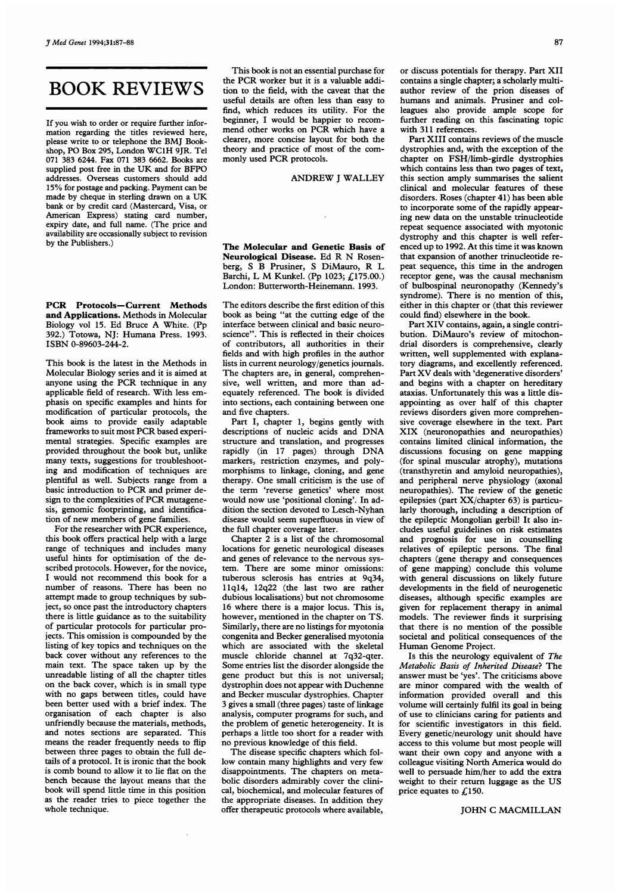# BOOK REVIEWS

If you wish to order or require further information regarding the titles reviewed here, please write to or telephone the BMJ Bookshop, PO Box 295, London WC1H 9JR. Tel 071 383 6244. Fax 071 383 6662. Books are supplied post free in the UK and for BFPO addresses. Overseas customers should add 15% for postage and packing. Payment can be made by cheque in sterling drawn on a UK bank or by credit card (Mastercard, Visa, or American Express) stating card number, expiry date, and full name. (The price and availability are occasionally subject to revision by the Publishers.)

**PCR Protocols—Current Methods and Applications.** Methods in Molecular Biology vol 15. Ed Bruce A White. (Pp 392.) Totowa, NJ: Humana Press. 1993. ISBN 0-89603-244-2.

This book is the latest in the Methods in Molecular Biology series and it is aimed at anyone using the PCR technique in any applicable field of research. With less emphasis on specific examples and hints for modification of particular protocols, the book aims to provide easily adaptable frameworks to suit most PCR based experimental strategies. Specific examples are provided throughout the book but, unlike many texts, suggestions for troubleshooting and modification of techniques are plentiful as well. Subjects range from a basic introduction to PCR and primer design to the complexities of PCR mutagenesis, genomic footprinting, and identification of new members of gene families.

For the researcher with PCR experience, this book offers practical help with a large range of techniques and includes many useful hints for optimisation of the described protocols. However, for the novice, I would not recommend this book for a number of reasons. There has been no attempt made to group techniques by subject, so once past the introductory chapters there is little guidance as to the suitability of particular protocols for particular projects. This omission is compounded by the listing of key topics and techniques on the back cover without any references to the main text. The space taken up by the unreadable listing of all the chapter titles on the back cover, which is in small type with no gaps between titles, could have been better used with a brief index. The organisation of each chapter is also unfriendly because the materials, methods, and notes sections are separated. This means the reader frequently needs to flip between three pages to obtain the full details of a protocol. It is ironic that the book is comb bound to allow it to lie flat on the bench because the layout means that the book will spend little time in this position as the reader tries to piece together the whole technique.

This book is not an essential purchase for the PCR worker but it is a valuable addition to the field, with the caveat that the useful details are often less than easy to find, which reduces its utility. For the beginner, I would be happier to recommend other works on PCR which have a clearer, more concise layout for both the theory and practice of most of the commonly used PCR protocols.

ANDREW J WALLEY

**The Molecular and Genetic Basis of Neurological Disease.** Ed R N Rosenberg, S B Prusiner, S DiMauro, R L Barchi, L M Kunkel. (Pp 1023; £175.00.) London: Butterworth-Heinemann. 1993.

The editors describe the first edition of this book as being "at the cutting edge of the interface between clinical and basic neuroscience". This is reflected in their choices of contributors, all authorities in their fields and with high profiles in the author lists in current neurology/genetics journals. The chapters are, in general, comprehensive, well written, and more than adequately referenced. The book is divided into sections, each containing between one and five chapters.

Part I, chapter 1, begins gently with descriptions of nucleic acids and DNA structure and translation, and progresses rapidly (in 17 pages) through DNA markers, restriction enzymes, and polymorphisms to linkage, cloning, and gene therapy. One small criticism is the use of the term 'reverse genetics' where most would now use 'positional cloning'. In addition the section devoted to Lesch-Nyhan disease would seem superfluous in view of the full chapter coverage later.

Chapter 2 is a list of the chromosomal locations for genetic neurological diseases and genes of relevance to the nervous system. There are some minor omissions: tuberous sclerosis has entries at 9q34, 11q14, 12q22 (the last two are rather dubious localisations) but not chromosome 16 where there is a major locus. This is, however, mentioned in the chapter on TS. Similarly, there are no listings for myotonia congenita and Becker generalised myotonia which are associated with the skeletal muscle chloride channel at 7q32-qter. Some entries list the disorder alongside the gene product but this is not universal; dystrophin does not appear with Duchenne and Becker muscular dystrophies. Chapter 3 gives a small (three pages) taste of linkage analysis, computer programs for such, and the problem of genetic heterogeneity. It is perhaps a little too short for a reader with no previous knowledge of this field.

The disease specific chapters which follow contain many highlights and very few disappointments. The chapters on metabolic disorders admirably cover the clinical, biochemical, and molecular features of the appropriate diseases. In addition they offer therapeutic protocols where available, or discuss potentials for therapy. Part XII contains a single chapter; a scholarly multiauthor review of the prion diseases of humans and animals. Prusiner and colleagues also provide ample scope for further reading on this fascinating topic with 311 references.

Part XIII contains reviews of the muscle dystrophies and, with the exception of the chapter on FSH/limb-girdle dystrophies which contains less than two pages of text, this section amply summarises the salient clinical and molecular features of these disorders. Roses (chapter 41) has been able to incorporate some of the rapidly appearing new data on the unstable trinucleotide repeat sequence associated with myotonic dystrophy and this chapter is well referenced up to 1992. At this time it was known that expansion of another trinucleotide repeat sequence, this time in the androgen receptor gene, was the causal mechanism of bulbospinal neuronopathy (Kennedy's syndrome). There is no mention of this, either in this chapter or (that this reviewer could find) elsewhere in the book.

Part XIV contains, again, a single contribution. DiMauro's review of mitochondrial disorders is comprehensive, clearly written, well supplemented with explanatory diagrams, and excellently referenced. Part XV deals with 'degenerative disorders' and begins with a chapter on hereditary ataxias. Unfortunately this was a little disappointing as over half of this chapter reviews disorders given more comprehensive coverage elsewhere in the text. Part XIX (neuronopathies and neuropathies) contains limited clinical information, the discussions focusing on gene mapping (for spinal muscular atrophy), mutations (transthyretin and amyloid neuropathies), and peripheral nerve physiology (axonal neuropathies). The review of the genetic epilepsies (part XX/chapter 63) is particularly thorough, including a description of the epileptic Mongolian gerbil! It also includes useful guidelines on risk estimates and prognosis for use in counselling relatives of epileptic persons. The final chapters (gene therapy and consequences of gene mapping) conclude this volume with general discussions on likely future developments in the field of neurogenetic diseases, although specific examples are given for replacement therapy in animal models. The reviewer finds it surprising that there is no mention of the possible societal and political consequences of the Human Genome Project.

Is this the neurology equivalent of *The Metabolic Basis of Inherited Disease*? The answer must be 'yes'. The criticisms above are minor compared with the wealth of information provided overall and this volume will certainly fulfil its goal in being of use to clinicians caring for patients and for scientific investigators in this field. Every genetic/neurology unit should have access to this volume but most people will want their own copy and anyone with a colleague visiting North America would do well to persuade him/her to add the extra weight to their return luggage as the US price equates to £150.

JOHN C MACMILLAN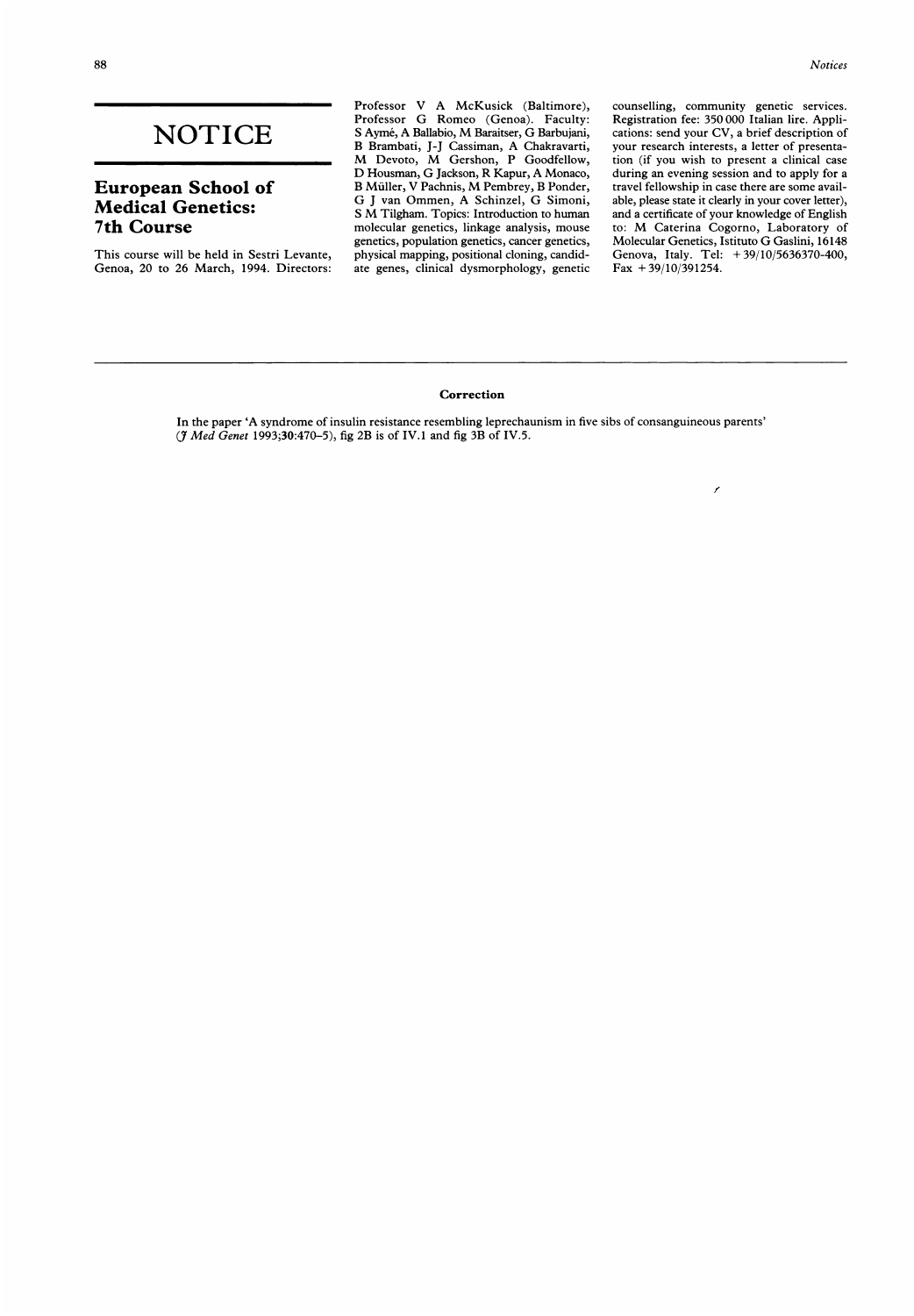# NOTICE

## European School of Medical Genetics: 7th Course

This course will be held in Sestri Levante, Genoa, 20 to 26 March, 1994. Directors: Professor V A McKusick (Baltimore), Professor G Romeo (Genoa). Faculty: S Aymé, A Ballabio, M Baraitser, G Barbujani, B Brambati, J-J Cassiman, A Chakravarti, M Devoto, M Gershon, P Goodfellow, D Housman, G Jackson, R Kapur, A Monaco, B Müller, V Pachnis, M Pembrey, B Ponder, G J van Ommen, A Schinzel, G Simoni, S M Tilgham. Topics: Introduction to human molecular genetics, linkage analysis, mouse genetics, population genetics, cancer genetics, physical mapping, positional cloning, candidate genes, clinical dysmorphology, genetic counselling, community genetic services. Registration fee: 350 000 Italian lire. Applications: send your CV, a brief description of your research interests, a letter of presentation (if you wish to present a clinical case during an evening session and to apply for a travel fellowship in case there are some available, please state it clearly in your cover letter), and a certificate of your knowledge of English to: M Caterina Cogorno, Laboratory of Molecular Genetics, Istituto G Gaslini, 16148 Genova, Italy. Tel: +39/10/5636370-400, Fax +39/10/391254.

### Correction

In the paper 'A syndrome of insulin resistance resembling leprechaunism in five sibs of consanguineous parents' (*J Med Genet* 1993;**30**:470–5), fig 2B is of IV.1 and fig 3B of IV.5.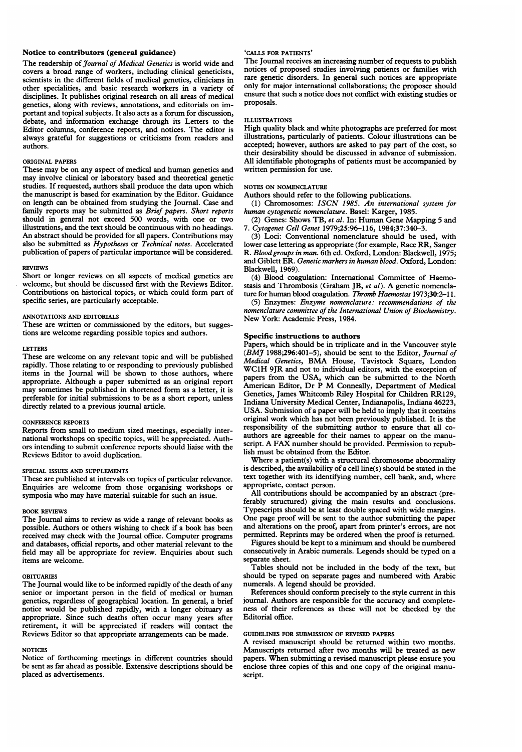## Notice to contributors (general guidance)

The readership of *Journal of Medical Genetics* is world wide and covers a broad range of workers, including clinical geneticists, scientists in the different fields of medical genetics, clinicians in other specialities, and basic research workers in a variety of disciplines. It publishes original research on all areas of medical genetics, along with reviews, annotations, and editorials on important and topical subjects. It also acts as a forum for discussion, debate, and information exchange through its Letters to the Editor columns, conference reports, and notices. The editor is always grateful for suggestions or criticisms from readers and authors.

### ORIGINAL PAPERS

These may be on any aspect of medical and human genetics and may involve clinical or laboratory based and theoretical genetic studies. If requested, authors shall produce the data upon which the manuscript is based for examination by the Editor. Guidance on length can be obtained from studying the Journal. Case and family reports may be submitted as *Brief papers*. *Short reports* should in general not exceed 500 words, with one or two illustrations, and the text should be continuous with no headings. An abstract should be provided for all papers. Contributions may also be submitted as *Hypotheses* or *Technical notes*. Accelerated publication of papers of particular importance will be considered.

### REVIEWS

Short or longer reviews on all aspects of medical genetics are welcome, but should be discussed first with the Reviews Editor. Contributions on historical topics, or which could form part of specific series, are particularly acceptable.

### ANNOTATIONS AND EDITORIALS

These are written or commissioned by the editors, but suggestions are welcome regarding possible topics and authors.

### LETTERS

These are welcome on any relevant topic and will be published rapidly. Those relating to or responding to previously published items in the Journal will be shown to those authors, where appropriate. Although a paper submitted as an original report may sometimes be published in shortened form as a letter, it is preferable for initial submissions to be as a short report, unless directly related to a previous journal article.

### CONFERENCE REPORTS

Reports from small to medium sized meetings, especially international workshops on specific topics, will be appreciated. Authors intending to submit conference reports should liaise with the Reviews Editor to avoid duplication.

### SPECIAL ISSUES AND SUPPLEMENTS

These are published at intervals on topics of particular relevance. Enquiries are welcome from those organising workshops or symposia who may have material suitable for such an issue.

### BOOK REVIEWS

The Journal aims to review as wide a range of relevant books as possible. Authors or others wishing to check if a book has been received may check with the Journal office. Computer programs and databases, official reports, and other material relevant to the field may all be appropriate for review. Enquiries about such items are welcome.

### OBITUARIES

The Journal would like to be informed rapidly of the death of any senior or important person in the field of medical or human genetics, regardless of geographical location. In general, a brief notice would be published rapidly, with a longer obituary as appropriate. Since such deaths often occur many years after retirement, it will be appreciated if readers will contact the Reviews Editor so that appropriate arrangements can be made.

### NOTICES

Notice of forthcoming meetings in different countries should be sent as far ahead as possible. Extensive descriptions should be placed as advertisements.

### 'CALLS FOR PATIENTS'

The Journal receives an increasing number of requests to publish notices of proposed studies involving patients or families with rare genetic disorders. In general such notices are appropriate only for major international collaborations; the proposer should ensure that such a notice does not conflict with existing studies or proposals.

### ILLUSTRATIONS

High quality black and white photographs are preferred for most illustrations, particularly of patients. Colour illustrations can be accepted; however, authors are asked to pay part of the cost, so their desirability should be discussed in advance of submission. All identifiable photographs of patients must be accompanied by written permission for use.

### NOTES ON NOMENCLATURE

Authors should refer to the following publications.

(1) Chromosomes: *ISCN 1985. An international system for human cytogenetic nomenclature*. Basel: Karger, 1985.

(2) Genes: Shows TB, *et al*. In: Human Gene Mapping 5 and 7. *Cytogenet Cell Genet* 1979;**25**:96–116, 1984;**37**:340–3.

(3) Loci: Conventional nomenclature should be used, with lower case lettering as appropriate (for example, Race RR, Sanger R. *Blood groups in man*. 6th ed. Oxford, London: Blackwell, 1975; and Giblett ER. *Genetic markers in human blood*. Oxford, London: Blackwell, 1969).

(4) Blood coagulation: International Committee of Haemostasis and Thrombosis (Graham JB, *et al*). A genetic nomenclature for human blood coagulation. *Thromb Haemostas* 1973;**30**:2–11.

(5) Enzymes: *Enzyme nomenclature: recommendations of the nomenclature committee of the International Union of Biochemistry*. New York: Academic Press, 1984.

## Specific instructions to authors

Papers, which should be in triplicate and in the Vancouver style (*BMJ* 1988;**296**:401–5), should be sent to the Editor, *Journal of Medical Genetics*, BMA House, Tavistock Square, London WC1H 9JR and not to individual editors, with the exception of papers from the USA, which can be submitted to the North American Editor, Dr P M Conneally, Department of Medical Genetics, James Whitcomb Riley Hospital for Children RR129, Indiana University Medical Center, Indianapolis, Indiana 46223, USA. Submission of a paper will be held to imply that it contains original work which has not been previously published. It is the responsibility of the submitting author to ensure that all coauthors are agreeable for their names to appear on the manuscript. A FAX number should be provided. Permission to republish must be obtained from the Editor.

Where a patient(s) with a structural chromosome abnormality is described, the availability of a cell line(s) should be stated in the text together with its identifying number, cell bank, and, where appropriate, contact person.

All contributions should be accompanied by an abstract (preferably structured) giving the main results and conclusions. Typescripts should be at least double spaced with wide margins. One page proof will be sent to the author submitting the paper and alterations on the proof, apart from printer's errors, are not permitted. Reprints may be ordered when the proof is returned.

Figures should be kept to a minimum and should be numbered consecutively in Arabic numerals. Legends should be typed on a separate sheet.

Tables should not be included in the body of the text, but should be typed on separate pages and numbered with Arabic numerals. A legend should be provided.

References should conform precisely to the style current in this journal. Authors are responsible for the accuracy and completeness of their references as these will not be checked by the Editorial office.

### GUIDELINES FOR SUBMISSION OF REVISED PAPERS

A revised manuscript should be returned within two months. Manuscripts returned after two months will be treated as new papers. When submitting a revised manuscript please ensure you enclose three copies of this and one copy of the original manuscript.